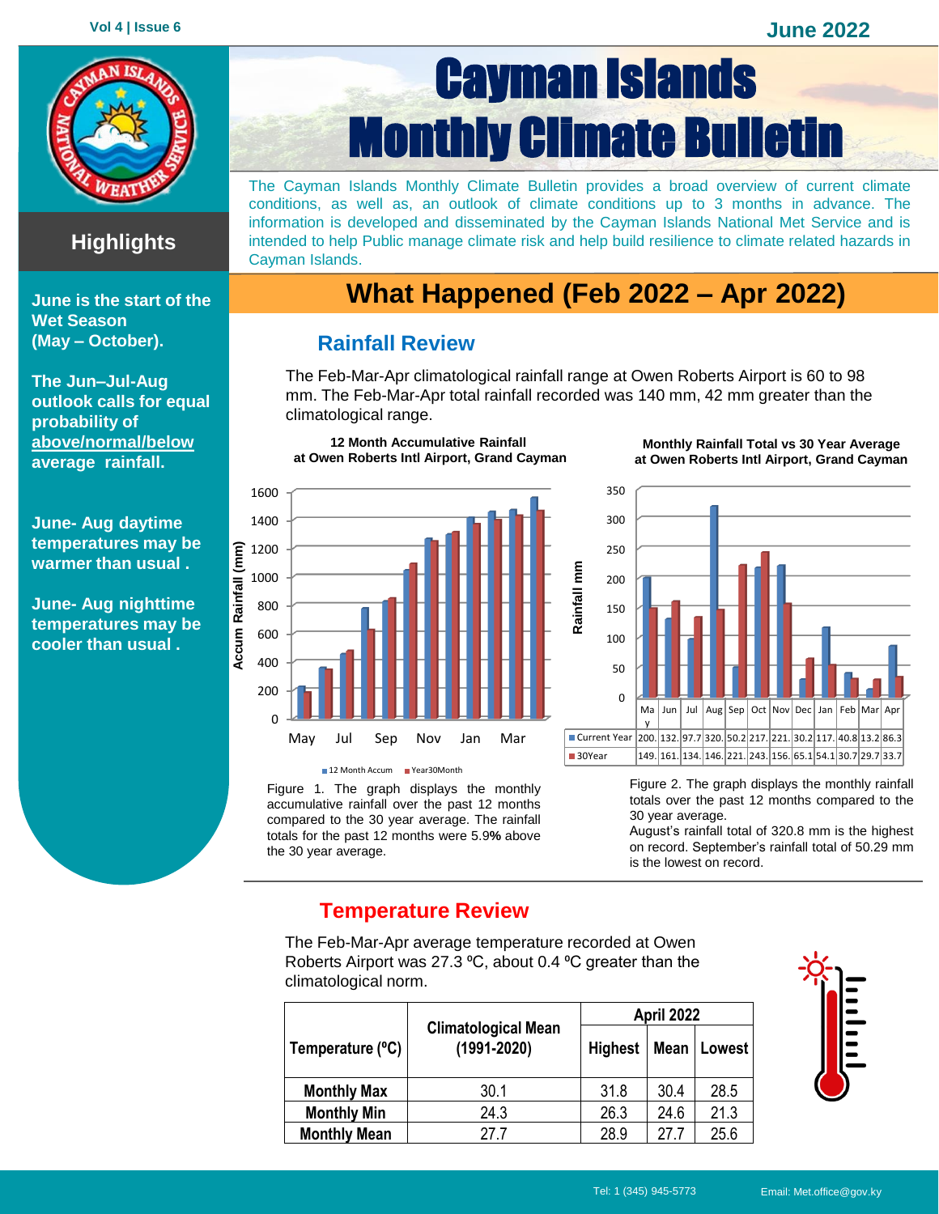# Cayman Islands Monthly Climate Bulletin

June 2022

The Cayman Islands Monthly Climate Bulletin provides a broad overview of current climate conditions, as well as, an outlook of climate conditions up to 3 months in advance. The information is developed and disseminated by the Cayman Islands National Met Service and is intended to help Public manage climate risk and help build resilience to climate related hazards in Cayman Islands.

## Highlights

**June is the start of the Wet Season (May – October).**

**The Jun–Jul-Aug outlook calls for equal probability of above/normal/below average rainfall.**

**June- Aug daytime temperatures may be warmer than usual .**

**June- Aug nighttime temperatures may be cooler than usual .**

## What Happened (Feb 2022 – Apr 2022)

### Rainfall Review

The Feb-Mar-Apr climatological rainfall range at Owen Roberts Airport is 60 to 98 mm. The Feb-Mar-Apr total rainfall recorded was 140 mm, 42 mm greater than the climatological range.

**12 Month Accumulative Rainfall at Owen Roberts Intl Airport, Grand Cayman**

Figure 1. The graph displays the monthly accumulative rainfall over the past 12 months compared to the 30 year average. The rainfall totals for the past 12 months were 5.9**%** above the 30 year average.

**Monthly Rainfall Total vs 30 Year Average at Owen Roberts Intl Airport, Grand Cayman**

| | May | Jun | Jul | Aug | Sep | Oct | Nov | Dec | Jan | Feb | Mar | Apr |
|---|---|---|---|---|---|---|---|---|---|---|---|---|
| Current Year | 200. | 132. | 97.7 | 320. | 50.2 | 217. | 221. | 30.2 | 117. | 40.8 | 13.2 | 86.3 |
| 30Year | 149. | 161. | 134. | 146. | 221. | 243. | 156. | 65.1 | 54.1 | 30.7 | 29.7 | 33.7 |

Figure 2. The graph displays the monthly rainfall totals over the past 12 months compared to the 30 year average.
August's rainfall total of 320.8 mm is the highest on record. September's rainfall total of 50.29 mm is the lowest on record.

### Temperature Review

The Feb-Mar-Apr average temperature recorded at Owen Roberts Airport was 27.3 ºC, about 0.4 ºC greater than the climatological norm.

| Temperature (ºC) | Climatological Mean (1991-2020) | April 2022 | | |
|---|---|---|---|---|
| | | Highest | Mean | Lowest |
| **Monthly Max** | 30.1 | 31.8 | 30.4 | 28.5 |
| **Monthly Min** | 24.3 | 26.3 | 24.6 | 21.3 |
| **Monthly Mean** | 27.7 | 28.9 | 27.7 | 25.6 |

Tel: 1 (345) 945-5773 Email: Met.office@gov.ky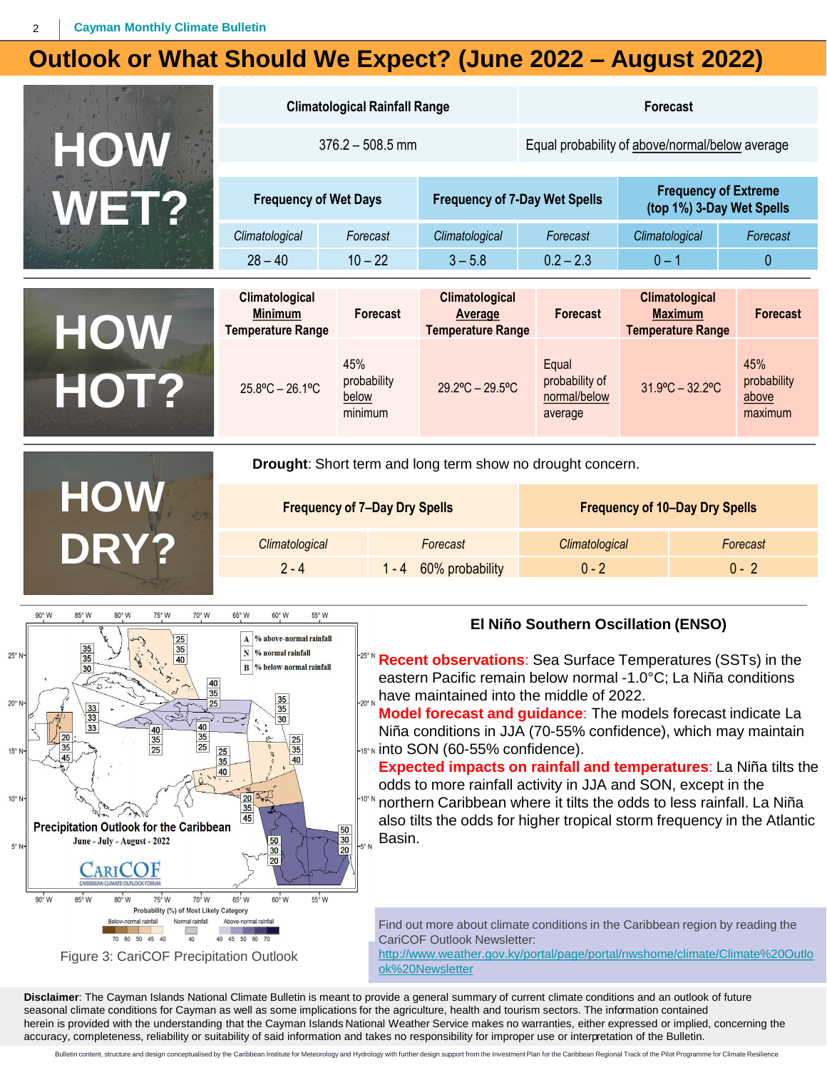# Outlook or What Should We Expect? (June 2022 – August 2022)

## HOW WET?

| Climatological Rainfall Range | Forecast |
|---|---|
| 376.2 – 508.5 mm | Equal probability of above/normal/below average |

| Frequency of Wet Days | | Frequency of 7-Day Wet Spells | | Frequency of Extreme (top 1%) 3-Day Wet Spells | |
|---|---|---|---|---|---|
| *Climatological* | *Forecast* | *Climatological* | *Forecast* | *Climatological* | *Forecast* |
| 28 – 40 | 10 – 22 | 3 – 5.8 | 0.2 – 2.3 | 0 – 1 | 0 |

## HOW HOT?

| Climatological Minimum Temperature Range | Forecast | Climatological Average Temperature Range | Forecast | Climatological Maximum Temperature Range | Forecast |
|---|---|---|---|---|---|
| 25.8ºC – 26.1ºC | 45% probability below minimum | 29.2ºC – 29.5ºC | Equal probability of normal/below average | 31.9ºC – 32.2ºC | 45% probability above maximum |

## HOW DRY?

**Drought**: Short term and long term show no drought concern.

| Frequency of 7–Day Dry Spells | | Frequency of 10–Day Dry Spells | |
|---|---|---|---|
| *Climatological* | *Forecast* | *Climatological* | *Forecast* |
| 2 - 4 | 1 - 4 60% probability | 0 - 2 | 0 - 2 |

Precipitation Outlook for the Caribbean
June - July - August - 2022
A % above-normal rainfall
N % normal rainfall
B % below-normal rainfall
Probability (%) of Most Likely Category
Below-normal rainfall 70 60 50 45 40
Normal rainfall 40
Above-normal rainfall 40 45 50 60 70
CARICOF CARIBBEAN CLIMATE OUTLOOK FORUM

Figure 3: CariCOF Precipitation Outlook

### El Niño Southern Oscillation (ENSO)

**Recent observations**: Sea Surface Temperatures (SSTs) in the eastern Pacific remain below normal -1.0°C; La Niña conditions have maintained into the middle of 2022.

**Model forecast and guidance**: The models forecast indicate La Niña conditions in JJA (70-55% confidence), which may maintain into SON (60-55% confidence).

**Expected impacts on rainfall and temperatures**: La Niña tilts the odds to more rainfall activity in JJA and SON, except in the northern Caribbean where it tilts the odds to less rainfall. La Niña also tilts the odds for higher tropical storm frequency in the Atlantic Basin.

Find out more about climate conditions in the Caribbean region by reading the CariCOF Outlook Newsletter: http://www.weather.gov.ky/portal/page/portal/nwshome/climate/Climate%20Outlook%20Newsletter

**Disclaimer**: The Cayman Islands National Climate Bulletin is meant to provide a general summary of current climate conditions and an outlook of future seasonal climate conditions for Cayman as well as some implications for the agriculture, health and tourism sectors. The information contained herein is provided with the understanding that the Cayman Islands National Weather Service makes no warranties, either expressed or implied, concerning the accuracy, completeness, reliability or suitability of said information and takes no responsibility for improper use or interpretation of the Bulletin.

Bulletin content, structure and design conceptualised by the Caribbean Institute for Meteorology and Hydrology with further design support from the Investment Plan for the Caribbean Regional Track of the Pilot Programme for Climate Resilience